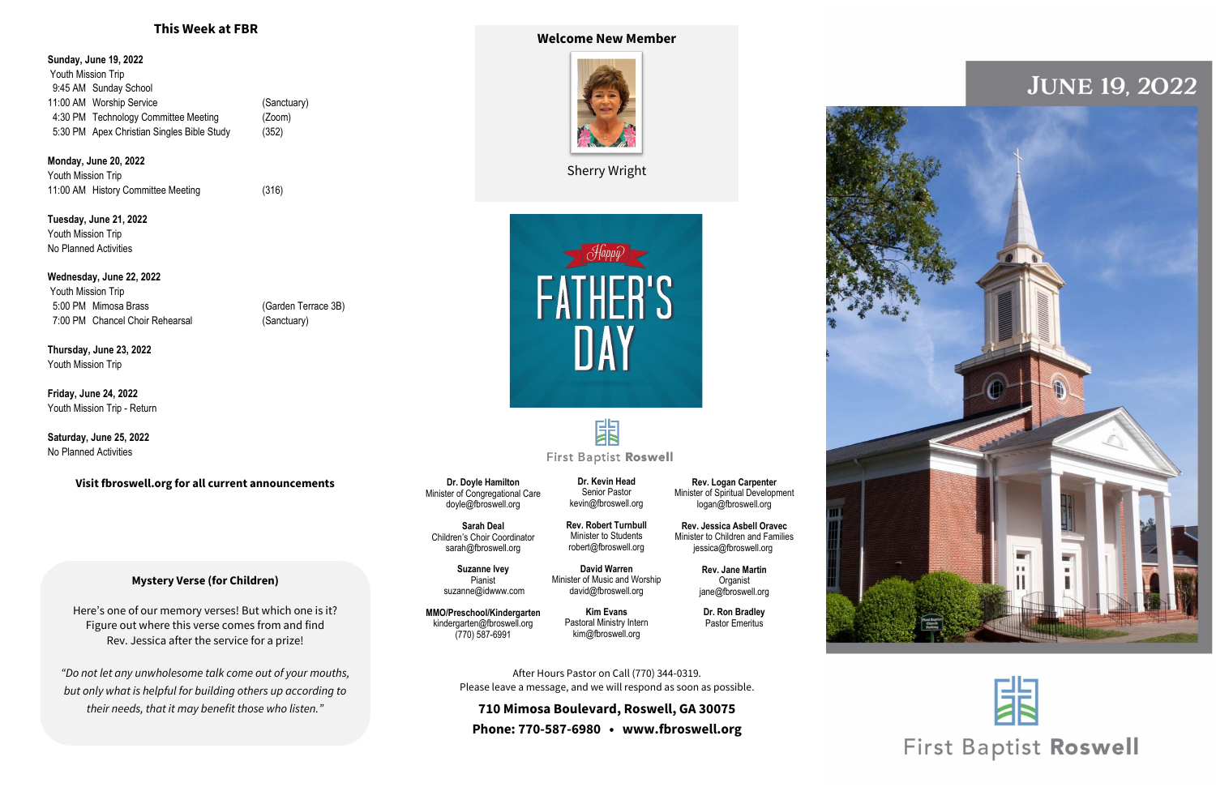## This Week at FBR

**Sunday, June 19, 2022**
Youth Mission Trip
9:45 AM Sunday School
11:00 AM Worship Service (Sanctuary)
4:30 PM Technology Committee Meeting (Zoom)
5:30 PM Apex Christian Singles Bible Study (352)

**Monday, June 20, 2022**
Youth Mission Trip
11:00 AM History Committee Meeting (316)

**Tuesday, June 21, 2022**
Youth Mission Trip
No Planned Activities

**Wednesday, June 22, 2022**
Youth Mission Trip
5:00 PM Mimosa Brass (Garden Terrace 3B)
7:00 PM Chancel Choir Rehearsal (Sanctuary)

**Thursday, June 23, 2022**
Youth Mission Trip

**Friday, June 24, 2022**
Youth Mission Trip - Return

**Saturday, June 25, 2022**
No Planned Activities

**Visit fbroswell.org for all current announcements**

### Mystery Verse (for Children)

Here's one of our memory verses! But which one is it? Figure out where this verse comes from and find Rev. Jessica after the service for a prize!

*"Do not let any unwholesome talk come out of your mouths, but only what is helpful for building others up according to their needs, that it may benefit those who listen."*

### Welcome New Member

Sherry Wright

Happy FATHER'S DAY

First Baptist Roswell

**Dr. Doyle Hamilton**
Minister of Congregational Care
doyle@fbroswell.org

**Dr. Kevin Head**
Senior Pastor
kevin@fbroswell.org

**Rev. Logan Carpenter**
Minister of Spiritual Development
logan@fbroswell.org

**Sarah Deal**
Children's Choir Coordinator
sarah@fbroswell.org

**Rev. Robert Turnbull**
Minister to Students
robert@fbroswell.org

**Rev. Jessica Asbell Oravec**
Minister to Children and Families
jessica@fbroswell.org

**Suzanne Ivey**
Pianist
suzanne@idwww.com

**David Warren**
Minister of Music and Worship
david@fbroswell.org

**Rev. Jane Martin**
Organist
jane@fbroswell.org

**MMO/Preschool/Kindergarten**
kindergarten@fbroswell.org
(770) 587-6991

**Kim Evans**
Pastoral Ministry Intern
kim@fbroswell.org

**Dr. Ron Bradley**
Pastor Emeritus

After Hours Pastor on Call (770) 344-0319.
Please leave a message, and we will respond as soon as possible.

**710 Mimosa Boulevard, Roswell, GA 30075**
**Phone: 770-587-6980 • www.fbroswell.org**

# June 19, 2022

First Baptist Roswell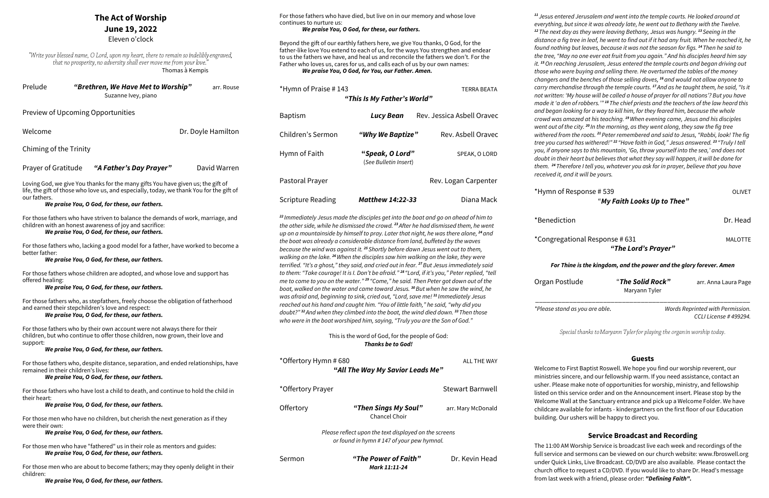# The Act of Worship
## June 19, 2022
Eleven o'clock

*"Write your blessed name, O Lord, upon my heart, there to remain so indelibly engraved, that no prosperity, no adversity shall ever move me from your love."*
Thomas à Kempis

Prelude — ***"Brethren, We Have Met to Worship"*** — arr. Rouse
Suzanne Ivey, piano

Preview of Upcoming Opportunities

Welcome — Dr. Doyle Hamilton

Chiming of the Trinity

Prayer of Gratitude — ***"A Father's Day Prayer"*** — David Warren

Loving God, we give You thanks for the many gifts You have given us; the gift of life, the gift of those who love us, and especially, today, we thank You for the gift of our fathers.
***We praise You, O God, for these, our fathers.***

For those fathers who have striven to balance the demands of work, marriage, and children with an honest awareness of joy and sacrifice:
***We praise You, O God, for these, our fathers.***

For those fathers who, lacking a good model for a father, have worked to become a better father:
***We praise You, O God, for these, our fathers.***

For those fathers whose children are adopted, and whose love and support has offered healing:
***We praise You, O God, for these, our fathers.***

For those fathers who, as stepfathers, freely choose the obligation of fatherhood and earned their stepchildren's love and respect:
***We praise You, O God, for these, our fathers.***

For those fathers who by their own account were not always there for their children, but who continue to offer those children, now grown, their love and support:
***We praise You, O God, for these, our fathers.***

For those fathers who, despite distance, separation, and ended relationships, have remained in their children's lives:
***We praise You, O God, for these, our fathers.***

For those fathers who have lost a child to death, and continue to hold the child in their heart:
***We praise You, O God, for these, our fathers.***

For those men who have no children, but cherish the next generation as if they were their own:
***We praise You, O God, for these, our fathers.***

For those men who have "fathered" us in their role as mentors and guides:
***We praise You, O God, for these, our fathers.***

For those men who are about to become fathers; may they openly delight in their children:
***We praise You, O God, for these, our fathers.***

For those fathers who have died, but live on in our memory and whose love continues to nurture us:
***We praise You, O God, for these, our fathers.***

Beyond the gift of our earthly fathers here, we give You thanks, O God, for the father-like love You extend to each of us, for the ways You strengthen and endear to us the fathers we have, and heal us and reconcile the fathers we don't. For the Father who loves us, cares for us, and calls each of us by our own names:
***We praise You, O God, for You, our Father. Amen.***

*Hymn of Praise # 143 — TERRA BEATA
***"This Is My Father's World"***

Baptism — ***Lucy Bean*** — Rev. Jessica Asbell Oravec

Children's Sermon — ***"Why We Baptize"*** — Rev. Asbell Oravec

Hymn of Faith — ***"Speak, O Lord"*** (*See Bulletin Insert*) — SPEAK, O LORD

Pastoral Prayer — Rev. Logan Carpenter

Scripture Reading — ***Matthew 14:22-33*** — Diana Mack

*[22] Immediately Jesus made the disciples get into the boat and go on ahead of him to the other side, while he dismissed the crowd. [23] After he had dismissed them, he went up on a mountainside by himself to pray. Later that night, he was there alone, [24] and the boat was already a considerable distance from land, buffeted by the waves because the wind was against it. [25] Shortly before dawn Jesus went out to them, walking on the lake. [26] When the disciples saw him walking on the lake, they were terrified. "It's a ghost," they said, and cried out in fear. [27] But Jesus immediately said to them: "Take courage! It is I. Don't be afraid." [28] "Lord, if it's you," Peter replied, "tell me to come to you on the water." [29] "Come," he said. Then Peter got down out of the boat, walked on the water and came toward Jesus. [30] But when he saw the wind, he was afraid and, beginning to sink, cried out, "Lord, save me!" [31] Immediately Jesus reached out his hand and caught him. "You of little faith," he said, "why did you doubt?" [32] And when they climbed into the boat, the wind died down. [33] Then those who were in the boat worshiped him, saying, "Truly you are the Son of God."*

This is the word of God, for the people of God:
***Thanks be to God!***

*Offertory Hymn # 680 — ALL THE WAY
***"All The Way My Savior Leads Me"***

*Offertory Prayer — Stewart Barnwell

Offertory — ***"Then Sings My Soul"*** — arr. Mary McDonald
Chancel Choir

*Please reflect upon the text displayed on the screens or found in hymn # 147 of your pew hymnal.*

Sermon — ***"The Power of Faith"*** — Dr. Kevin Head
***Mark 11:11-24***

*[11] Jesus entered Jerusalem and went into the temple courts. He looked around at everything, but since it was already late, he went out to Bethany with the Twelve. [12] The next day as they were leaving Bethany, Jesus was hungry. [13] Seeing in the distance a fig tree in leaf, he went to find out if it had any fruit. When he reached it, he found nothing but leaves, because it was not the season for figs. [14] Then he said to the tree, "May no one ever eat fruit from you again." And his disciples heard him say it. [15] On reaching Jerusalem, Jesus entered the temple courts and began driving out those who were buying and selling there. He overturned the tables of the money changers and the benches of those selling doves, [16] and would not allow anyone to carry merchandise through the temple courts. [17] And as he taught them, he said, "Is it not written: 'My house will be called a house of prayer for all nations'? But you have made it 'a den of robbers.'" [18] The chief priests and the teachers of the law heard this and began looking for a way to kill him, for they feared him, because the whole crowd was amazed at his teaching. [19] When evening came, Jesus and his disciples went out of the city. [20] In the morning, as they went along, they saw the fig tree withered from the roots. [21] Peter remembered and said to Jesus, "Rabbi, look! The fig tree you cursed has withered!" [22] "Have faith in God," Jesus answered. [23] "Truly I tell you, if anyone says to this mountain, 'Go, throw yourself into the sea,' and does not doubt in their heart but believes that what they say will happen, it will be done for them. [24] Therefore I tell you, whatever you ask for in prayer, believe that you have received it, and it will be yours.*

*Hymn of Response # 539 — OLIVET
***"My Faith Looks Up to Thee"***

*Benediction — Dr. Head

*Congregational Response # 631 — MALOTTE
***"The Lord's Prayer"***

***For Thine is the kingdom, and the power and the glory forever. Amen***

Organ Postlude — ***"The Solid Rock"*** — arr. Anna Laura Page
Maryann Tyler

---

*\*Please stand as you are able.* — *Words Reprinted with Permission. CCLI License # 499294.*

*Special thanks to Maryann Tyler for playing the organ in worship today.*

### Guests

Welcome to First Baptist Roswell. We hope you find our worship reverent, our ministries sincere, and our fellowship warm. If you need assistance, contact an usher. Please make note of opportunities for worship, ministry, and fellowship listed on this service order and on the Announcement insert. Please stop by the Welcome Wall at the Sanctuary entrance and pick up a Welcome Folder. We have childcare available for infants - kindergartners on the first floor of our Education building. Our ushers will be happy to direct you.

### Service Broadcast and Recording

The 11:00 AM Worship Service is broadcast live each week and recordings of the full service and sermons can be viewed on our church website: www.fbroswell.org under Quick Links, Live Broadcast. CD/DVD are also available. Please contact the church office to request a CD/DVD. If you would like to share Dr. Head's message from last week with a friend, please order: ***"Defining Faith".***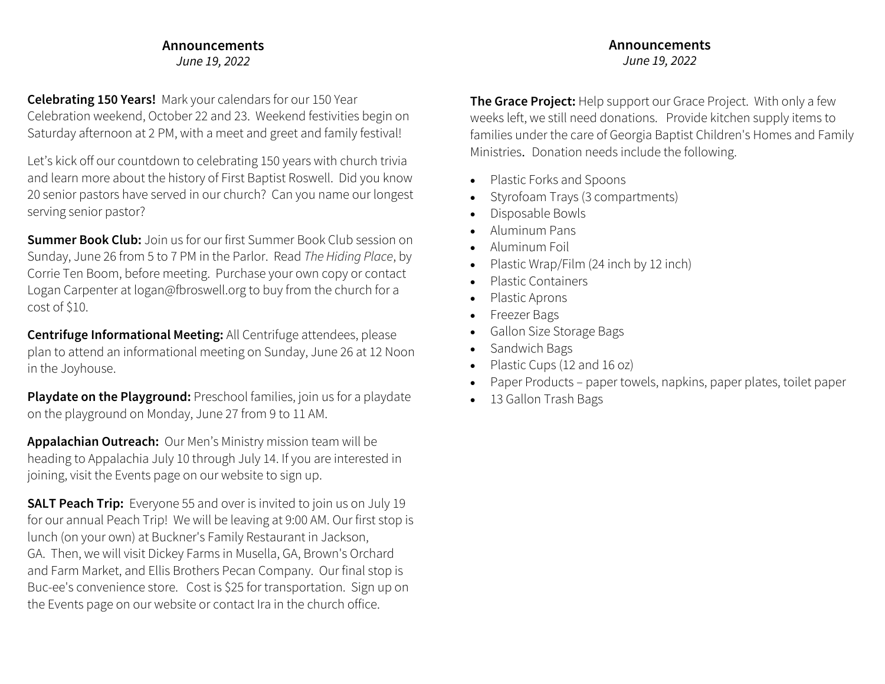## Announcements

*June 19, 2022*

**Celebrating 150 Years!** Mark your calendars for our 150 Year Celebration weekend, October 22 and 23. Weekend festivities begin on Saturday afternoon at 2 PM, with a meet and greet and family festival!

Let's kick off our countdown to celebrating 150 years with church trivia and learn more about the history of First Baptist Roswell. Did you know 20 senior pastors have served in our church? Can you name our longest serving senior pastor?

**Summer Book Club:** Join us for our first Summer Book Club session on Sunday, June 26 from 5 to 7 PM in the Parlor. Read *The Hiding Place*, by Corrie Ten Boom, before meeting. Purchase your own copy or contact Logan Carpenter at logan@fbroswell.org to buy from the church for a cost of $10.

**Centrifuge Informational Meeting:** All Centrifuge attendees, please plan to attend an informational meeting on Sunday, June 26 at 12 Noon in the Joyhouse.

**Playdate on the Playground:** Preschool families, join us for a playdate on the playground on Monday, June 27 from 9 to 11 AM.

**Appalachian Outreach:** Our Men's Ministry mission team will be heading to Appalachia July 10 through July 14. If you are interested in joining, visit the Events page on our website to sign up.

**SALT Peach Trip:** Everyone 55 and over is invited to join us on July 19 for our annual Peach Trip! We will be leaving at 9:00 AM. Our first stop is lunch (on your own) at Buckner's Family Restaurant in Jackson, GA. Then, we will visit Dickey Farms in Musella, GA, Brown's Orchard and Farm Market, and Ellis Brothers Pecan Company. Our final stop is Buc-ee's convenience store. Cost is $25 for transportation. Sign up on the Events page on our website or contact Ira in the church office.

## Announcements

*June 19, 2022*

**The Grace Project:** Help support our Grace Project. With only a few weeks left, we still need donations. Provide kitchen supply items to families under the care of Georgia Baptist Children's Homes and Family Ministries. Donation needs include the following.

- Plastic Forks and Spoons
- Styrofoam Trays (3 compartments)
- Disposable Bowls
- Aluminum Pans
- Aluminum Foil
- Plastic Wrap/Film (24 inch by 12 inch)
- Plastic Containers
- Plastic Aprons
- Freezer Bags
- Gallon Size Storage Bags
- Sandwich Bags
- Plastic Cups (12 and 16 oz)
- Paper Products – paper towels, napkins, paper plates, toilet paper
- 13 Gallon Trash Bags